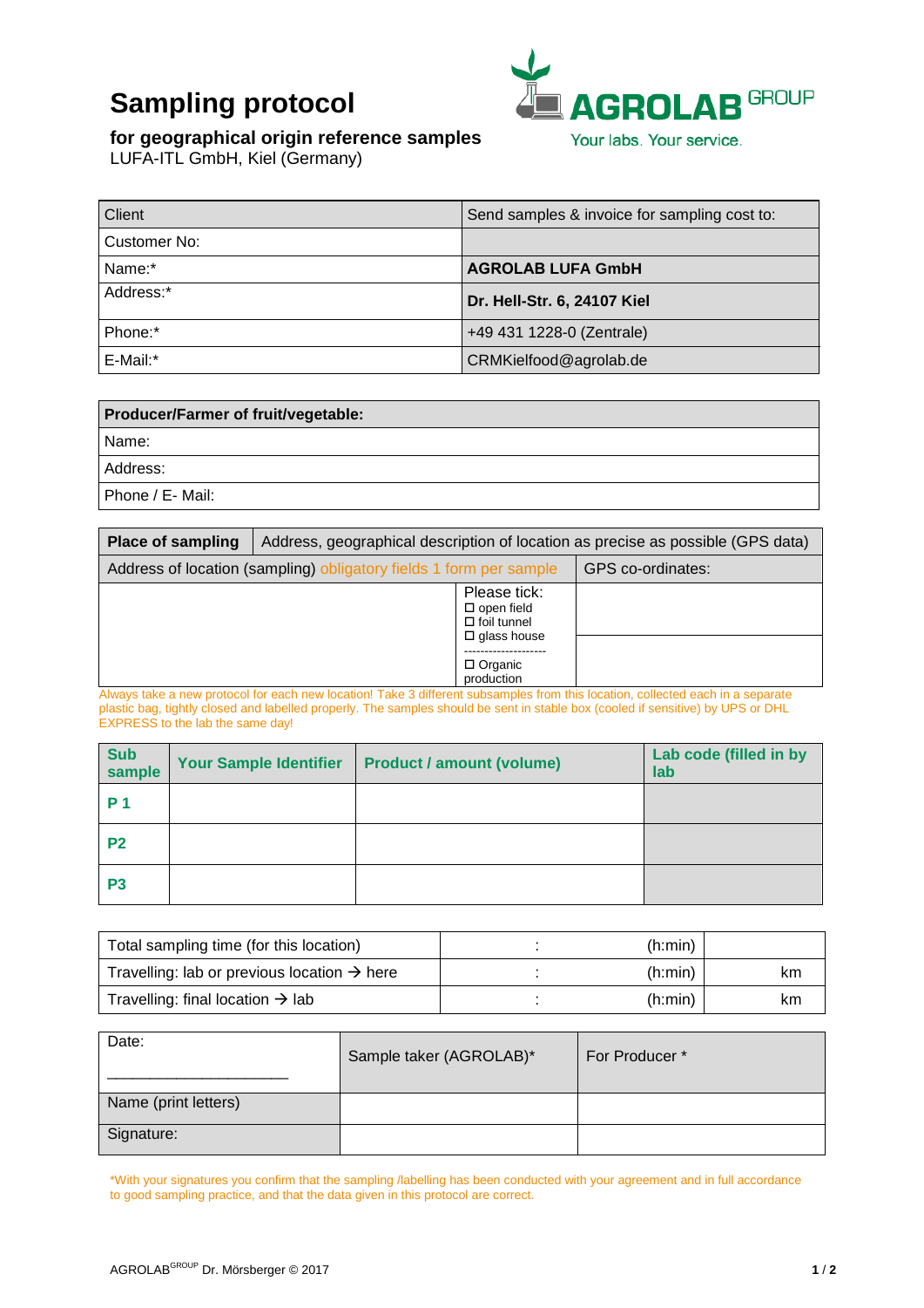# Sampling protocol

**for geographical origin reference samples**
LUFA-ITL GmbH, Kiel (Germany)

AGROLAB GROUP
Your labs. Your service.

| Client | Send samples & invoice for sampling cost to: |
|---|---|
| Customer No: | |
| Name:* | **AGROLAB LUFA GmbH** |
| Address:* | **Dr. Hell-Str. 6, 24107 Kiel** |
| Phone:* | +49 431 1228-0 (Zentrale) |
| E-Mail:* | CRMKielfood@agrolab.de |

| **Producer/Farmer of fruit/vegetable:** |
|---|
| Name: |
| Address: |
| Phone / E- Mail: |

| **Place of sampling** | Address, geographical description of location as precise as possible (GPS data) | |
|---|---|---|
| Address of location (sampling) obligatory fields 1 form per sample | | GPS co-ordinates: |
| | Please tick: ☐ open field ☐ foil tunnel ☐ glass house -------------------- ☐ Organic production | |

Always take a new protocol for each new location! Take 3 different subsamples from this location, collected each in a separate plastic bag, tightly closed and labelled properly. The samples should be sent in stable box (cooled if sensitive) by UPS or DHL EXPRESS to the lab the same day!

| Sub sample | Your Sample Identifier | Product / amount (volume) | Lab code (filled in by lab |
|---|---|---|---|
| **P 1** | | | |
| **P2** | | | |
| **P3** | | | |

| | | |
|---|---|---|
| Total sampling time (for this location) | : (h:min) | |
| Travelling: lab or previous location → here | : (h:min) | km |
| Travelling: final location → lab | : (h:min) | km |

| Date: ____________________ | Sample taker (AGROLAB)* | For Producer * |
|---|---|---|
| Name (print letters) | | |
| Signature: | | |

*With your signatures you confirm that the sampling /labelling has been conducted with your agreement and in full accordance to good sampling practice, and that the data given in this protocol are correct.

AGROLAB[GROUP] Dr. Mörsberger © 2017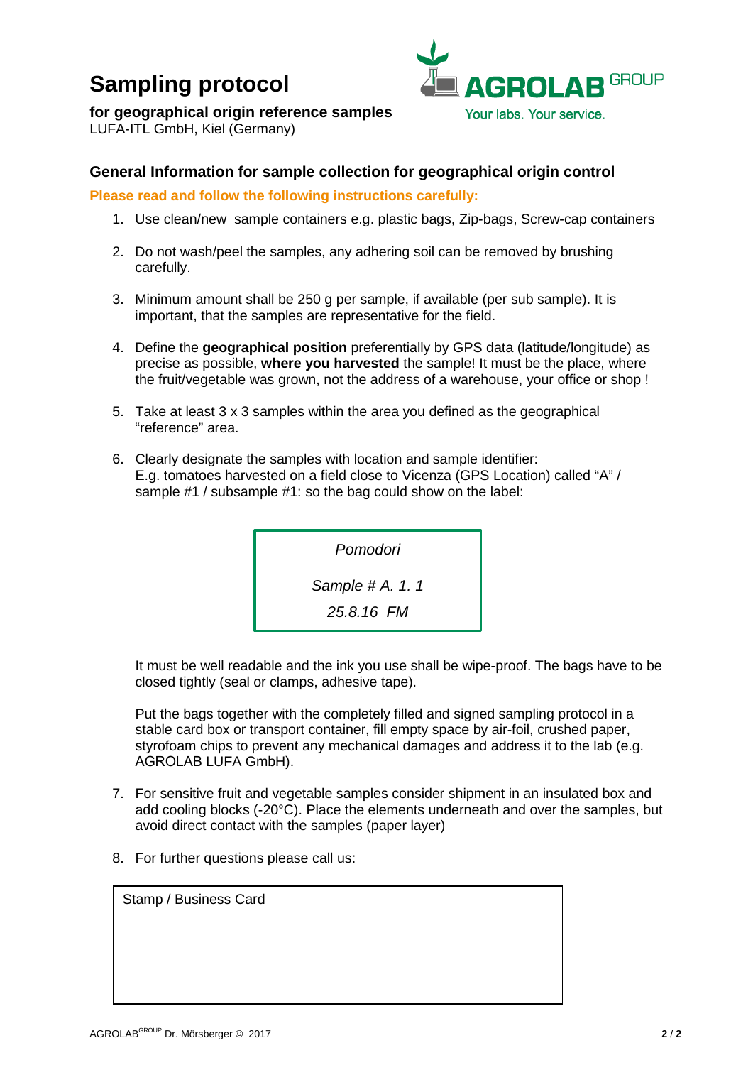# Sampling protocol

**for geographical origin reference samples**
LUFA-ITL GmbH, Kiel (Germany)

AGROLAB GROUP
Your labs. Your service.

## General Information for sample collection for geographical origin control

**Please read and follow the following instructions carefully:**

1. Use clean/new sample containers e.g. plastic bags, Zip-bags, Screw-cap containers

2. Do not wash/peel the samples, any adhering soil can be removed by brushing carefully.

3. Minimum amount shall be 250 g per sample, if available (per sub sample). It is important, that the samples are representative for the field.

4. Define the **geographical position** preferentially by GPS data (latitude/longitude) as precise as possible, **where you harvested** the sample! It must be the place, where the fruit/vegetable was grown, not the address of a warehouse, your office or shop !

5. Take at least 3 x 3 samples within the area you defined as the geographical "reference" area.

6. Clearly designate the samples with location and sample identifier:
   E.g. tomatoes harvested on a field close to Vicenza (GPS Location) called "A" / sample #1 / subsample #1: so the bag could show on the label:

   *Pomodori*

   *Sample # A. 1. 1*

   *25.8.16 FM*

   It must be well readable and the ink you use shall be wipe-proof. The bags have to be closed tightly (seal or clamps, adhesive tape).

   Put the bags together with the completely filled and signed sampling protocol in a stable card box or transport container, fill empty space by air-foil, crushed paper, styrofoam chips to prevent any mechanical damages and address it to the lab (e.g. AGROLAB LUFA GmbH).

7. For sensitive fruit and vegetable samples consider shipment in an insulated box and add cooling blocks (-20°C). Place the elements underneath and over the samples, but avoid direct contact with the samples (paper layer)

8. For further questions please call us:

Stamp / Business Card